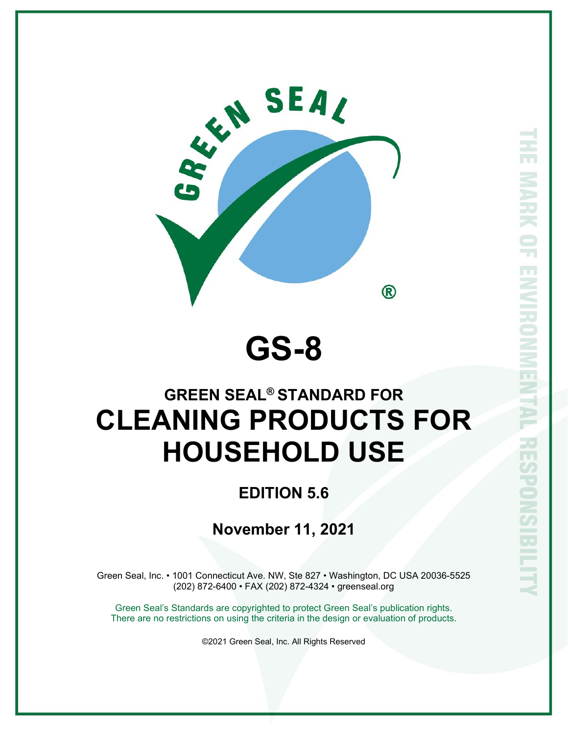# GS-8

## GREEN SEAL® STANDARD FOR

# CLEANING PRODUCTS FOR HOUSEHOLD USE

### EDITION 5.6

### November 11, 2021

Green Seal, Inc. • 1001 Connecticut Ave. NW, Ste 827 • Washington, DC USA 20036-5525
(202) 872-6400 • FAX (202) 872-4324 • greenseal.org

Green Seal's Standards are copyrighted to protect Green Seal's publication rights.
There are no restrictions on using the criteria in the design or evaluation of products.

©2021 Green Seal, Inc. All Rights Reserved

THE MARK OF ENVIRONMENTAL RESPONSIBILITY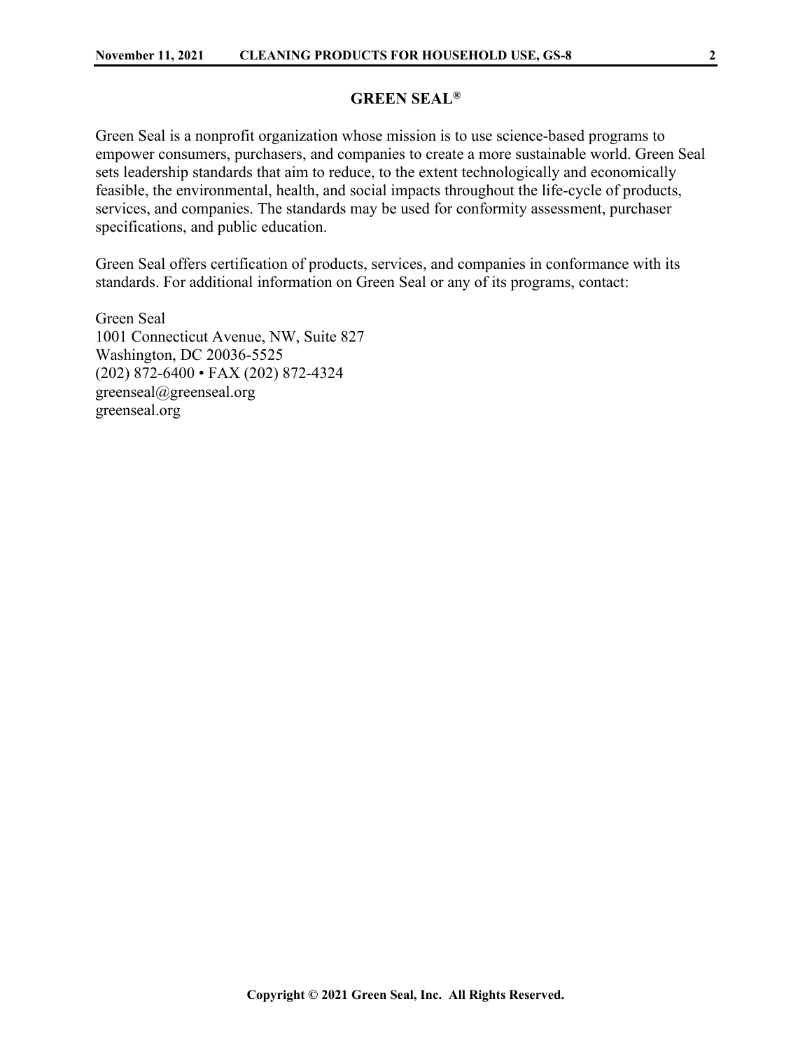## GREEN SEAL®

Green Seal is a nonprofit organization whose mission is to use science-based programs to empower consumers, purchasers, and companies to create a more sustainable world. Green Seal sets leadership standards that aim to reduce, to the extent technologically and economically feasible, the environmental, health, and social impacts throughout the life-cycle of products, services, and companies. The standards may be used for conformity assessment, purchaser specifications, and public education.

Green Seal offers certification of products, services, and companies in conformance with its standards. For additional information on Green Seal or any of its programs, contact:

Green Seal
1001 Connecticut Avenue, NW, Suite 827
Washington, DC 20036-5525
(202) 872-6400 • FAX (202) 872-4324
greenseal@greenseal.org
greenseal.org

**Copyright © 2021 Green Seal, Inc. All Rights Reserved.**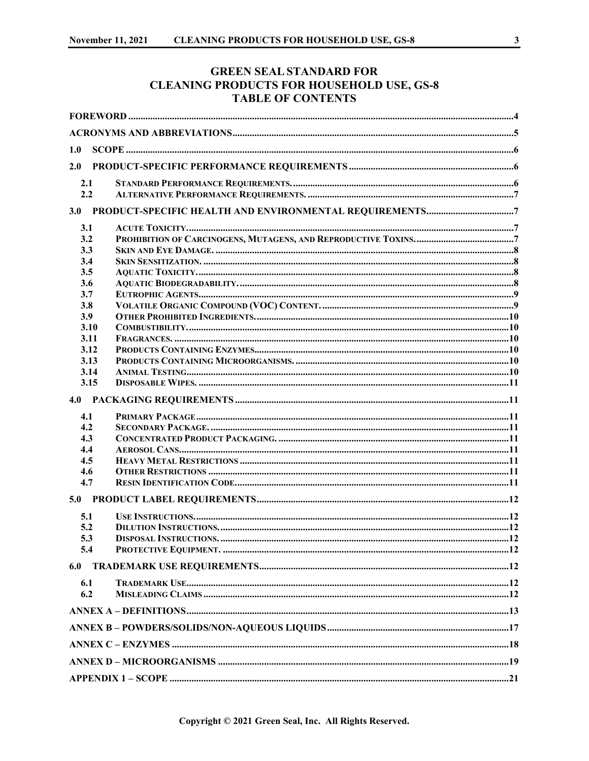# GREEN SEAL STANDARD FOR CLEANING PRODUCTS FOR HOUSEHOLD USE, GS-8

## TABLE OF CONTENTS

FOREWORD ....................................................................................................................................................4

ACRONYMS AND ABBREVIATIONS.........................................................................................................5

1.0 SCOPE ......................................................................................................................................................6

2.0 PRODUCT-SPECIFIC PERFORMANCE REQUIREMENTS ...............................................................6

- 2.1 STANDARD PERFORMANCE REQUIREMENTS. .............................................................................6
- 2.2 ALTERNATIVE PERFORMANCE REQUIREMENTS. ........................................................................7

3.0 PRODUCT-SPECIFIC HEALTH AND ENVIRONMENTAL REQUIREMENTS.................................7

- 3.1 ACUTE TOXICITY. .............................................................................................................................7
- 3.2 PROHIBITION OF CARCINOGENS, MUTAGENS, AND REPRODUCTIVE TOXINS. ..........................7
- 3.3 SKIN AND EYE DAMAGE. .................................................................................................................8
- 3.4 SKIN SENSITIZATION. ......................................................................................................................8
- 3.5 AQUATIC TOXICITY. .........................................................................................................................8
- 3.6 AQUATIC BIODEGRADABILITY. ........................................................................................................8
- 3.7 EUTROPHIC AGENTS........................................................................................................................9
- 3.8 VOLATILE ORGANIC COMPOUND (VOC) CONTENT. .......................................................................9
- 3.9 OTHER PROHIBITED INGREDIENTS...............................................................................................10
- 3.10 COMBUSTIBILITY. ..........................................................................................................................10
- 3.11 FRAGRANCES. ...............................................................................................................................10
- 3.12 PRODUCTS CONTAINING ENZYMES..............................................................................................10
- 3.13 PRODUCTS CONTAINING MICROORGANISMS. ...............................................................................10
- 3.14 ANIMAL TESTING...........................................................................................................................10
- 3.15 DISPOSABLE WIPES. ......................................................................................................................11

4.0 PACKAGING REQUIREMENTS ..........................................................................................................11

- 4.1 PRIMARY PACKAGE .......................................................................................................................11
- 4.2 SECONDARY PACKAGE. ..................................................................................................................11
- 4.3 CONCENTRATED PRODUCT PACKAGING. ......................................................................................11
- 4.4 AEROSOL CANS..............................................................................................................................11
- 4.5 HEAVY METAL RESTRICTIONS .......................................................................................................11
- 4.6 OTHER RESTRICTIONS ...................................................................................................................11
- 4.7 RESIN IDENTIFICATION CODE........................................................................................................11

5.0 PRODUCT LABEL REQUIREMENTS..................................................................................................12

- 5.1 USE INSTRUCTIONS. .......................................................................................................................12
- 5.2 DILUTION INSTRUCTIONS. ..............................................................................................................12
- 5.3 DISPOSAL INSTRUCTIONS. ..............................................................................................................12
- 5.4 PROTECTIVE EQUIPMENT. .............................................................................................................12

6.0 TRADEMARK USE REQUIREMENTS.................................................................................................12

- 6.1 TRADEMARK USE...........................................................................................................................12
- 6.2 MISLEADING CLAIMS .....................................................................................................................12

ANNEX A – DEFINITIONS............................................................................................................................13

ANNEX B – POWDERS/SOLIDS/NON-AQUEOUS LIQUIDS.......................................................................17

ANNEX C – ENZYMES ..................................................................................................................................18

ANNEX D – MICROORGANISMS .................................................................................................................19

APPENDIX 1 – SCOPE ..................................................................................................................................21

Copyright © 2021 Green Seal, Inc. All Rights Reserved.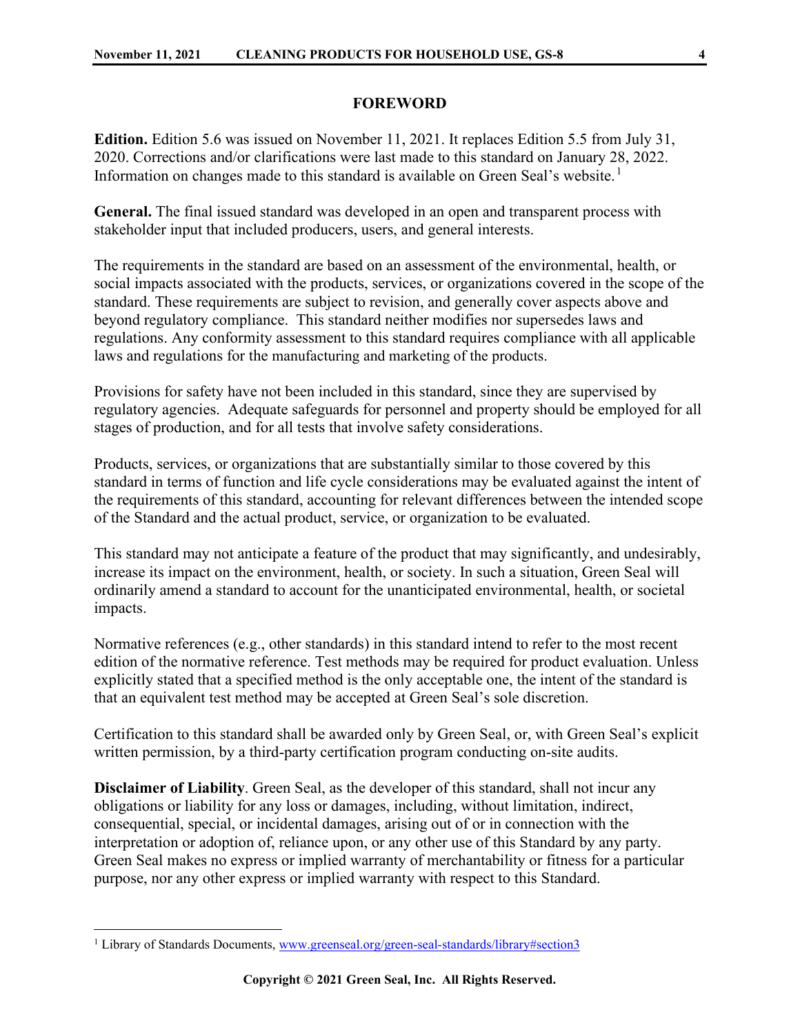## FOREWORD

**Edition.** Edition 5.6 was issued on November 11, 2021. It replaces Edition 5.5 from July 31, 2020. Corrections and/or clarifications were last made to this standard on January 28, 2022. Information on changes made to this standard is available on Green Seal's website.[1]

**General.** The final issued standard was developed in an open and transparent process with stakeholder input that included producers, users, and general interests.

The requirements in the standard are based on an assessment of the environmental, health, or social impacts associated with the products, services, or organizations covered in the scope of the standard. These requirements are subject to revision, and generally cover aspects above and beyond regulatory compliance. This standard neither modifies nor supersedes laws and regulations. Any conformity assessment to this standard requires compliance with all applicable laws and regulations for the manufacturing and marketing of the products.

Provisions for safety have not been included in this standard, since they are supervised by regulatory agencies. Adequate safeguards for personnel and property should be employed for all stages of production, and for all tests that involve safety considerations.

Products, services, or organizations that are substantially similar to those covered by this standard in terms of function and life cycle considerations may be evaluated against the intent of the requirements of this standard, accounting for relevant differences between the intended scope of the Standard and the actual product, service, or organization to be evaluated.

This standard may not anticipate a feature of the product that may significantly, and undesirably, increase its impact on the environment, health, or society. In such a situation, Green Seal will ordinarily amend a standard to account for the unanticipated environmental, health, or societal impacts.

Normative references (e.g., other standards) in this standard intend to refer to the most recent edition of the normative reference. Test methods may be required for product evaluation. Unless explicitly stated that a specified method is the only acceptable one, the intent of the standard is that an equivalent test method may be accepted at Green Seal's sole discretion.

Certification to this standard shall be awarded only by Green Seal, or, with Green Seal's explicit written permission, by a third-party certification program conducting on-site audits.

**Disclaimer of Liability**. Green Seal, as the developer of this standard, shall not incur any obligations or liability for any loss or damages, including, without limitation, indirect, consequential, special, or incidental damages, arising out of or in connection with the interpretation or adoption of, reliance upon, or any other use of this Standard by any party. Green Seal makes no express or implied warranty of merchantability or fitness for a particular purpose, nor any other express or implied warranty with respect to this Standard.

---

[1] Library of Standards Documents, www.greenseal.org/green-seal-standards/library#section3

**Copyright © 2021 Green Seal, Inc. All Rights Reserved.**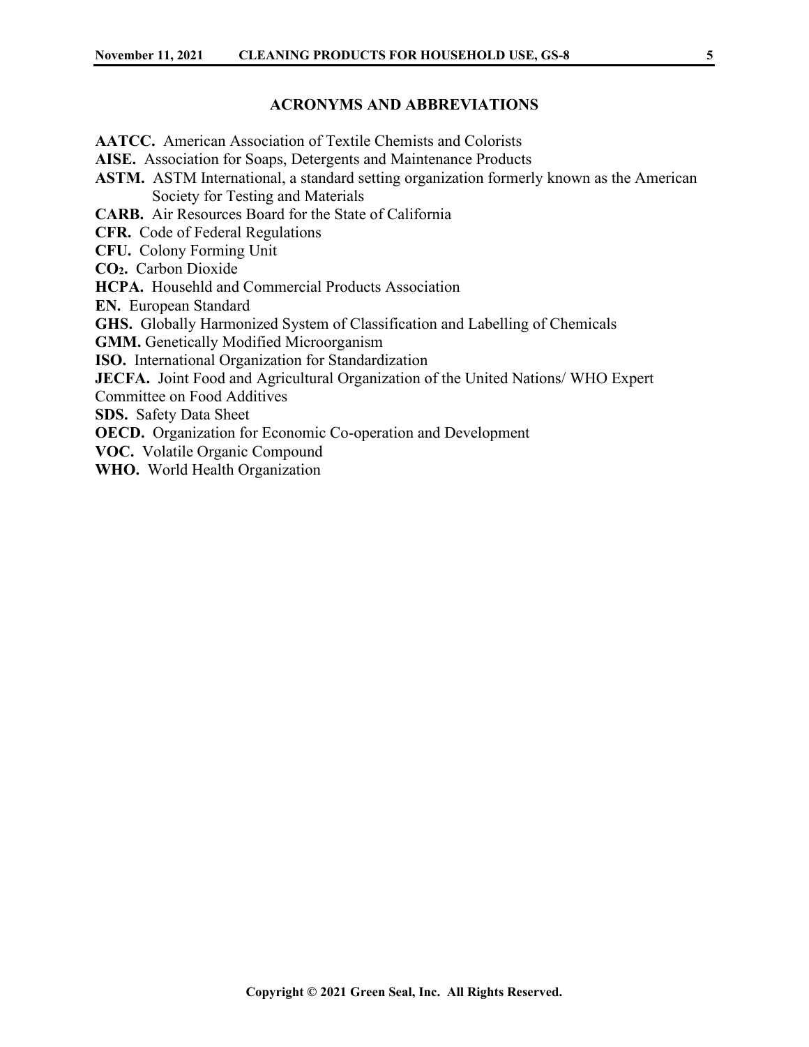## ACRONYMS AND ABBREVIATIONS

**AATCC.** American Association of Textile Chemists and Colorists

**AISE.** Association for Soaps, Detergents and Maintenance Products

**ASTM.** ASTM International, a standard setting organization formerly known as the American Society for Testing and Materials

**CARB.** Air Resources Board for the State of California

**CFR.** Code of Federal Regulations

**CFU.** Colony Forming Unit

**$CO_2$.** Carbon Dioxide

**HCPA.** Househld and Commercial Products Association

**EN.** European Standard

**GHS.** Globally Harmonized System of Classification and Labelling of Chemicals

**GMM.** Genetically Modified Microorganism

**ISO.** International Organization for Standardization

**JECFA.** Joint Food and Agricultural Organization of the United Nations/ WHO Expert Committee on Food Additives

**SDS.** Safety Data Sheet

**OECD.** Organization for Economic Co-operation and Development

**VOC.** Volatile Organic Compound

**WHO.** World Health Organization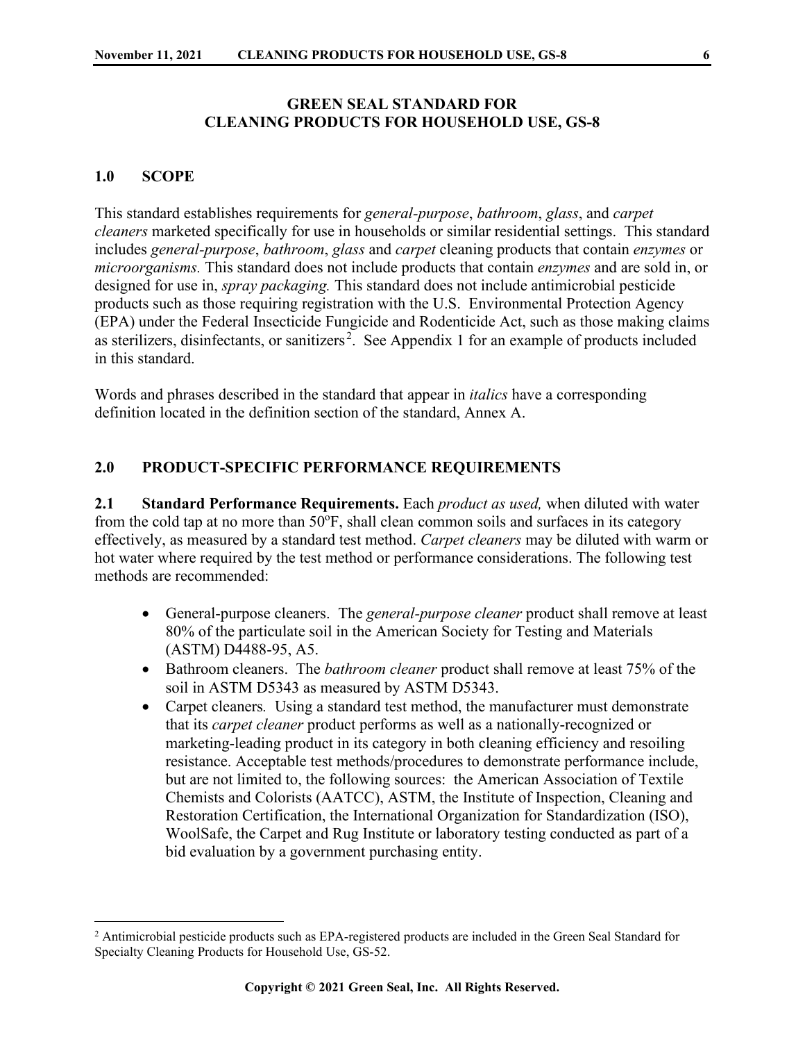## GREEN SEAL STANDARD FOR CLEANING PRODUCTS FOR HOUSEHOLD USE, GS-8

### 1.0 SCOPE

This standard establishes requirements for *general-purpose*, *bathroom*, *glass*, and *carpet cleaners* marketed specifically for use in households or similar residential settings. This standard includes *general-purpose*, *bathroom*, *glass* and *carpet* cleaning products that contain *enzymes* or *microorganisms.* This standard does not include products that contain *enzymes* and are sold in, or designed for use in, *spray packaging.* This standard does not include antimicrobial pesticide products such as those requiring registration with the U.S. Environmental Protection Agency (EPA) under the Federal Insecticide Fungicide and Rodenticide Act, such as those making claims as sterilizers, disinfectants, or sanitizers[2]. See Appendix 1 for an example of products included in this standard.

Words and phrases described in the standard that appear in *italics* have a corresponding definition located in the definition section of the standard, Annex A.

### 2.0 PRODUCT-SPECIFIC PERFORMANCE REQUIREMENTS

**2.1 Standard Performance Requirements.** Each *product as used,* when diluted with water from the cold tap at no more than 50°F, shall clean common soils and surfaces in its category effectively, as measured by a standard test method. *Carpet cleaners* may be diluted with warm or hot water where required by the test method or performance considerations. The following test methods are recommended:

- General-purpose cleaners. The *general-purpose cleaner* product shall remove at least 80% of the particulate soil in the American Society for Testing and Materials (ASTM) D4488-95, A5.
- Bathroom cleaners. The *bathroom cleaner* product shall remove at least 75% of the soil in ASTM D5343 as measured by ASTM D5343.
- Carpet cleaners*.* Using a standard test method, the manufacturer must demonstrate that its *carpet cleaner* product performs as well as a nationally-recognized or marketing-leading product in its category in both cleaning efficiency and resoiling resistance. Acceptable test methods/procedures to demonstrate performance include, but are not limited to, the following sources: the American Association of Textile Chemists and Colorists (AATCC), ASTM, the Institute of Inspection, Cleaning and Restoration Certification, the International Organization for Standardization (ISO), WoolSafe, the Carpet and Rug Institute or laboratory testing conducted as part of a bid evaluation by a government purchasing entity.

---

[2] Antimicrobial pesticide products such as EPA-registered products are included in the Green Seal Standard for Specialty Cleaning Products for Household Use, GS-52.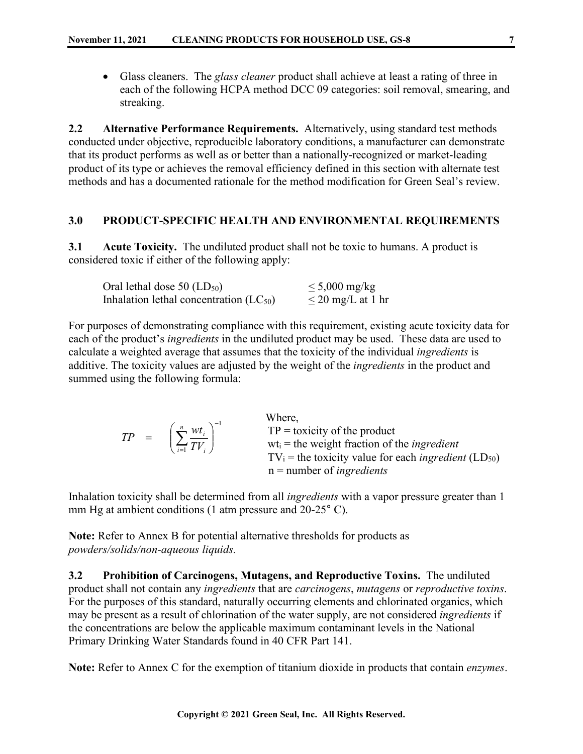- Glass cleaners. The *glass cleaner* product shall achieve at least a rating of three in each of the following HCPA method DCC 09 categories: soil removal, smearing, and streaking.

**2.2 Alternative Performance Requirements.** Alternatively, using standard test methods conducted under objective, reproducible laboratory conditions, a manufacturer can demonstrate that its product performs as well as or better than a nationally-recognized or market-leading product of its type or achieves the removal efficiency defined in this section with alternate test methods and has a documented rationale for the method modification for Green Seal's review.

## 3.0 PRODUCT-SPECIFIC HEALTH AND ENVIRONMENTAL REQUIREMENTS

**3.1 Acute Toxicity.** The undiluted product shall not be toxic to humans. A product is considered toxic if either of the following apply:

| | |
|---|---|
| Oral lethal dose 50 ($LD_{50}$) | $\leq$ 5,000 mg/kg |
| Inhalation lethal concentration ($LC_{50}$) | $\leq$ 20 mg/L at 1 hr |

For purposes of demonstrating compliance with this requirement, existing acute toxicity data for each of the product's *ingredients* in the undiluted product may be used. These data are used to calculate a weighted average that assumes that the toxicity of the individual *ingredients* is additive. The toxicity values are adjusted by the weight of the *ingredients* in the product and summed using the following formula:

$$TP = \left( \sum_{i=1}^{n} \frac{wt_i}{TV_i} \right)^{-1}$$

Where,
TP = toxicity of the product
$wt_i$ = the weight fraction of the *ingredient*
$TV_i$ = the toxicity value for each *ingredient* ($LD_{50}$)
n = number of *ingredients*

Inhalation toxicity shall be determined from all *ingredients* with a vapor pressure greater than 1 mm Hg at ambient conditions (1 atm pressure and 20-25° C).

**Note:** Refer to Annex B for potential alternative thresholds for products as *powders/solids/non-aqueous liquids.*

**3.2 Prohibition of Carcinogens, Mutagens, and Reproductive Toxins.** The undiluted product shall not contain any *ingredients* that are *carcinogens*, *mutagens* or *reproductive toxins*. For the purposes of this standard, naturally occurring elements and chlorinated organics, which may be present as a result of chlorination of the water supply, are not considered *ingredients* if the concentrations are below the applicable maximum contaminant levels in the National Primary Drinking Water Standards found in 40 CFR Part 141.

**Note:** Refer to Annex C for the exemption of titanium dioxide in products that contain *enzymes*.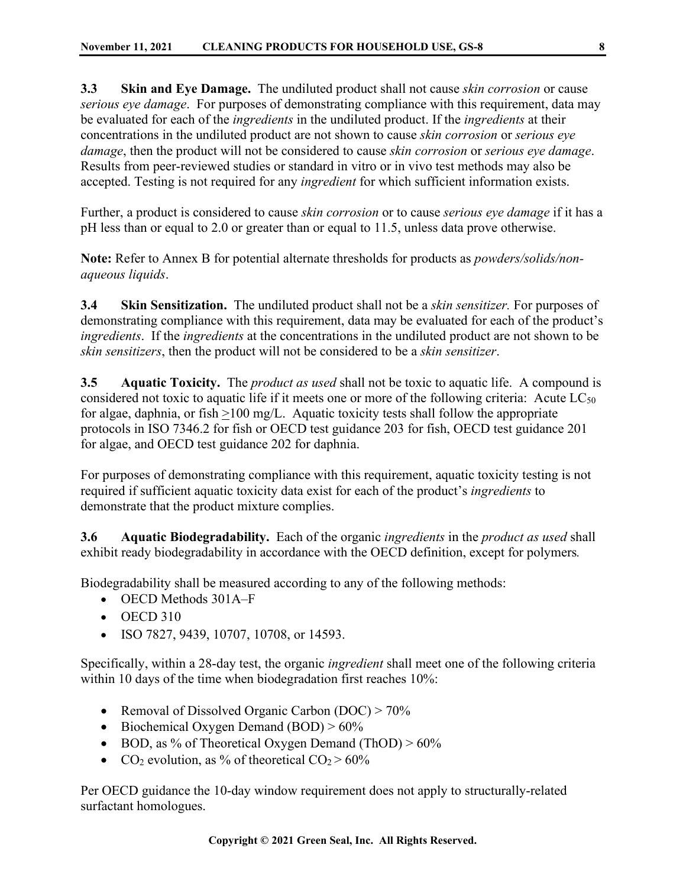**3.3 Skin and Eye Damage.** The undiluted product shall not cause *skin corrosion* or cause *serious eye damage*. For purposes of demonstrating compliance with this requirement, data may be evaluated for each of the *ingredients* in the undiluted product. If the *ingredients* at their concentrations in the undiluted product are not shown to cause *skin corrosion* or *serious eye damage*, then the product will not be considered to cause *skin corrosion* or *serious eye damage*. Results from peer-reviewed studies or standard in vitro or in vivo test methods may also be accepted. Testing is not required for any *ingredient* for which sufficient information exists.

Further, a product is considered to cause *skin corrosion* or to cause *serious eye damage* if it has a pH less than or equal to 2.0 or greater than or equal to 11.5, unless data prove otherwise.

**Note:** Refer to Annex B for potential alternate thresholds for products as *powders/solids/non-aqueous liquids*.

**3.4 Skin Sensitization.** The undiluted product shall not be a *skin sensitizer*. For purposes of demonstrating compliance with this requirement, data may be evaluated for each of the product's *ingredients*. If the *ingredients* at the concentrations in the undiluted product are not shown to be *skin sensitizers*, then the product will not be considered to be a *skin sensitizer*.

**3.5 Aquatic Toxicity.** The *product as used* shall not be toxic to aquatic life. A compound is considered not toxic to aquatic life if it meets one or more of the following criteria: Acute $LC_{50}$ for algae, daphnia, or fish $\geq$100 mg/L. Aquatic toxicity tests shall follow the appropriate protocols in ISO 7346.2 for fish or OECD test guidance 203 for fish, OECD test guidance 201 for algae, and OECD test guidance 202 for daphnia.

For purposes of demonstrating compliance with this requirement, aquatic toxicity testing is not required if sufficient aquatic toxicity data exist for each of the product's *ingredients* to demonstrate that the product mixture complies.

**3.6 Aquatic Biodegradability.** Each of the organic *ingredients* in the *product as used* shall exhibit ready biodegradability in accordance with the OECD definition, except for polymers.

Biodegradability shall be measured according to any of the following methods:

- OECD Methods 301A–F
- OECD 310
- ISO 7827, 9439, 10707, 10708, or 14593.

Specifically, within a 28-day test, the organic *ingredient* shall meet one of the following criteria within 10 days of the time when biodegradation first reaches 10%:

- Removal of Dissolved Organic Carbon (DOC) > 70%
- Biochemical Oxygen Demand (BOD) > 60%
- BOD, as % of Theoretical Oxygen Demand (ThOD) > 60%
- $CO_2$ evolution, as % of theoretical $CO_2$ > 60%

Per OECD guidance the 10-day window requirement does not apply to structurally-related surfactant homologues.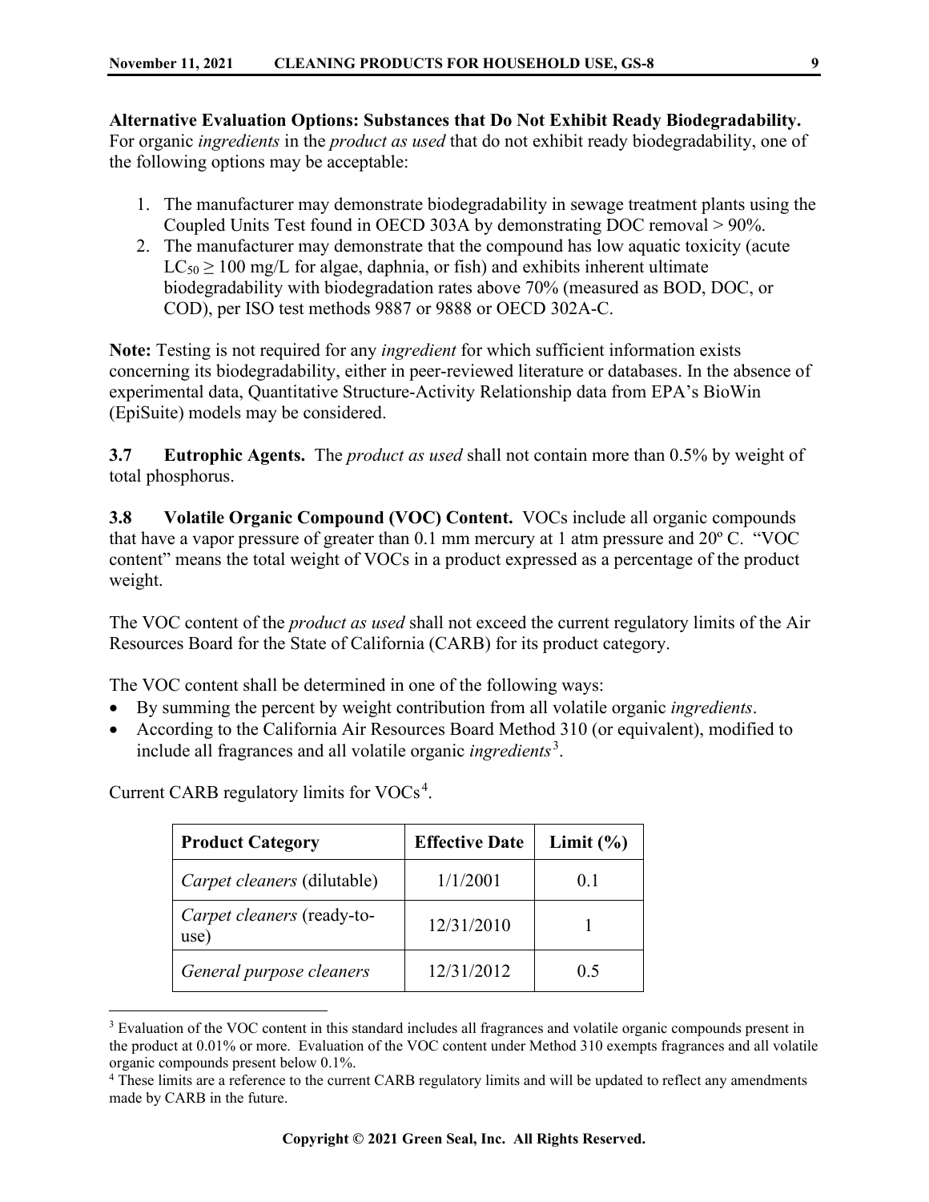**Alternative Evaluation Options: Substances that Do Not Exhibit Ready Biodegradability.** For organic *ingredients* in the *product as used* that do not exhibit ready biodegradability, one of the following options may be acceptable:

1. The manufacturer may demonstrate biodegradability in sewage treatment plants using the Coupled Units Test found in OECD 303A by demonstrating DOC removal > 90%.
2. The manufacturer may demonstrate that the compound has low aquatic toxicity (acute $LC_{50} \geq 100$ mg/L for algae, daphnia, or fish) and exhibits inherent ultimate biodegradability with biodegradation rates above 70% (measured as BOD, DOC, or COD), per ISO test methods 9887 or 9888 or OECD 302A-C.

**Note:** Testing is not required for any *ingredient* for which sufficient information exists concerning its biodegradability, either in peer-reviewed literature or databases. In the absence of experimental data, Quantitative Structure-Activity Relationship data from EPA's BioWin (EpiSuite) models may be considered.

**3.7 Eutrophic Agents.** The *product as used* shall not contain more than 0.5% by weight of total phosphorus.

**3.8 Volatile Organic Compound (VOC) Content.** VOCs include all organic compounds that have a vapor pressure of greater than 0.1 mm mercury at 1 atm pressure and 20º C. "VOC content" means the total weight of VOCs in a product expressed as a percentage of the product weight.

The VOC content of the *product as used* shall not exceed the current regulatory limits of the Air Resources Board for the State of California (CARB) for its product category.

The VOC content shall be determined in one of the following ways:

- By summing the percent by weight contribution from all volatile organic *ingredients*.
- According to the California Air Resources Board Method 310 (or equivalent), modified to include all fragrances and all volatile organic *ingredients*[3].

Current CARB regulatory limits for VOCs[4].

| Product Category | Effective Date | Limit (%) |
|---|---|---|
| *Carpet cleaners* (dilutable) | 1/1/2001 | 0.1 |
| *Carpet cleaners* (ready-to-use) | 12/31/2010 | 1 |
| *General purpose cleaners* | 12/31/2012 | 0.5 |

[3] Evaluation of the VOC content in this standard includes all fragrances and volatile organic compounds present in the product at 0.01% or more. Evaluation of the VOC content under Method 310 exempts fragrances and all volatile organic compounds present below 0.1%.

[4] These limits are a reference to the current CARB regulatory limits and will be updated to reflect any amendments made by CARB in the future.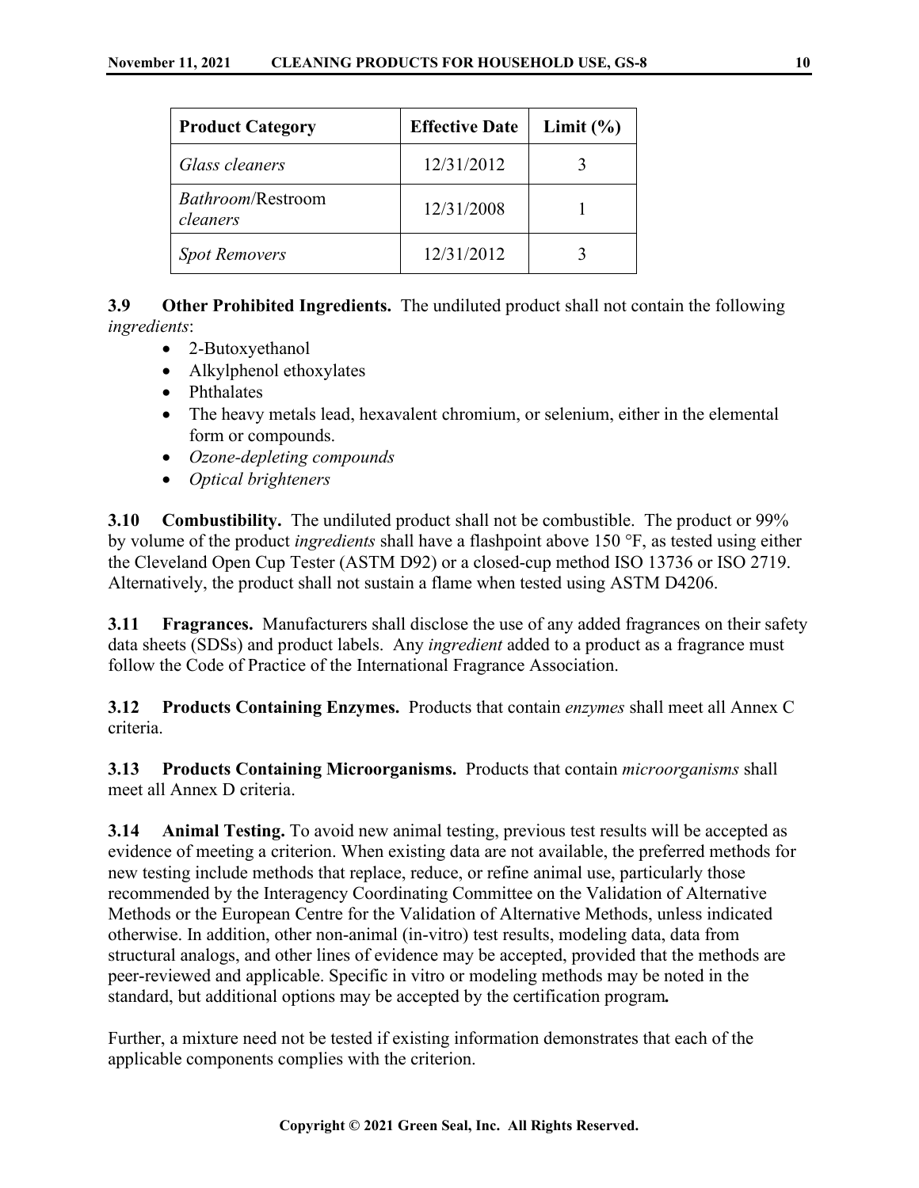| Product Category | Effective Date | Limit (%) |
| --- | --- | --- |
| *Glass cleaners* | 12/31/2012 | 3 |
| *Bathroom*/Restroom *cleaners* | 12/31/2008 | 1 |
| *Spot Removers* | 12/31/2012 | 3 |

**3.9 Other Prohibited Ingredients.** The undiluted product shall not contain the following *ingredients*:

- 2-Butoxyethanol
- Alkylphenol ethoxylates
- Phthalates
- The heavy metals lead, hexavalent chromium, or selenium, either in the elemental form or compounds.
- *Ozone-depleting compounds*
- *Optical brighteners*

**3.10 Combustibility.** The undiluted product shall not be combustible. The product or 99% by volume of the product *ingredients* shall have a flashpoint above 150 °F, as tested using either the Cleveland Open Cup Tester (ASTM D92) or a closed-cup method ISO 13736 or ISO 2719. Alternatively, the product shall not sustain a flame when tested using ASTM D4206.

**3.11 Fragrances.** Manufacturers shall disclose the use of any added fragrances on their safety data sheets (SDSs) and product labels. Any *ingredient* added to a product as a fragrance must follow the Code of Practice of the International Fragrance Association.

**3.12 Products Containing Enzymes.** Products that contain *enzymes* shall meet all Annex C criteria.

**3.13 Products Containing Microorganisms.** Products that contain *microorganisms* shall meet all Annex D criteria.

**3.14 Animal Testing.** To avoid new animal testing, previous test results will be accepted as evidence of meeting a criterion. When existing data are not available, the preferred methods for new testing include methods that replace, reduce, or refine animal use, particularly those recommended by the Interagency Coordinating Committee on the Validation of Alternative Methods or the European Centre for the Validation of Alternative Methods, unless indicated otherwise. In addition, other non-animal (in-vitro) test results, modeling data, data from structural analogs, and other lines of evidence may be accepted, provided that the methods are peer-reviewed and applicable. Specific in vitro or modeling methods may be noted in the standard, but additional options may be accepted by the certification program**.**

Further, a mixture need not be tested if existing information demonstrates that each of the applicable components complies with the criterion.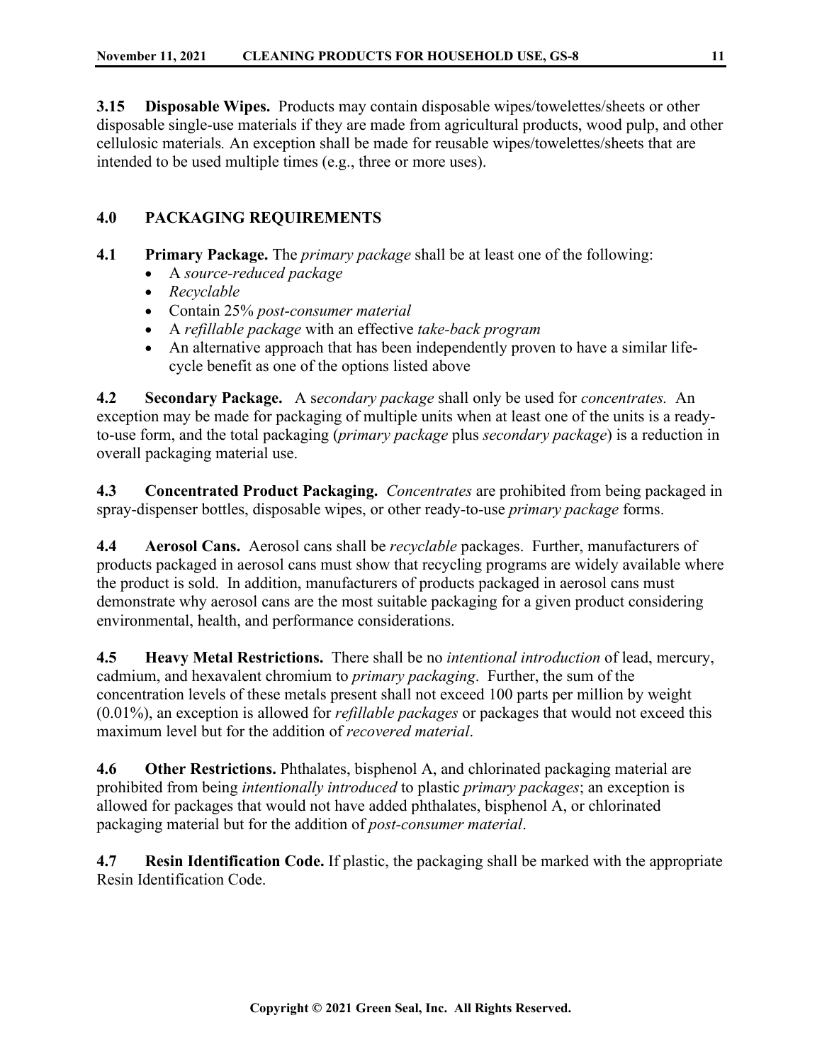**3.15 Disposable Wipes.** Products may contain disposable wipes/towelettes/sheets or other disposable single-use materials if they are made from agricultural products, wood pulp, and other cellulosic materials*.* An exception shall be made for reusable wipes/towelettes/sheets that are intended to be used multiple times (e.g., three or more uses).

## 4.0 PACKAGING REQUIREMENTS

**4.1 Primary Package.** The *primary package* shall be at least one of the following:

- A *source-reduced package*
- *Recyclable*
- Contain 25% *post-consumer material*
- A *refillable package* with an effective *take-back program*
- An alternative approach that has been independently proven to have a similar life-cycle benefit as one of the options listed above

**4.2 Secondary Package.** A s*econdary package* shall only be used for *concentrates.* An exception may be made for packaging of multiple units when at least one of the units is a ready-to-use form, and the total packaging (*primary package* plus *secondary package*) is a reduction in overall packaging material use.

**4.3 Concentrated Product Packaging.** *Concentrates* are prohibited from being packaged in spray-dispenser bottles, disposable wipes, or other ready-to-use *primary package* forms.

**4.4 Aerosol Cans.** Aerosol cans shall be *recyclable* packages. Further, manufacturers of products packaged in aerosol cans must show that recycling programs are widely available where the product is sold. In addition, manufacturers of products packaged in aerosol cans must demonstrate why aerosol cans are the most suitable packaging for a given product considering environmental, health, and performance considerations.

**4.5 Heavy Metal Restrictions.** There shall be no *intentional introduction* of lead, mercury, cadmium, and hexavalent chromium to *primary packaging*. Further, the sum of the concentration levels of these metals present shall not exceed 100 parts per million by weight (0.01%), an exception is allowed for *refillable packages* or packages that would not exceed this maximum level but for the addition of *recovered material*.

**4.6 Other Restrictions.** Phthalates, bisphenol A, and chlorinated packaging material are prohibited from being *intentionally introduced* to plastic *primary packages*; an exception is allowed for packages that would not have added phthalates, bisphenol A, or chlorinated packaging material but for the addition of *post-consumer material*.

**4.7 Resin Identification Code.** If plastic, the packaging shall be marked with the appropriate Resin Identification Code.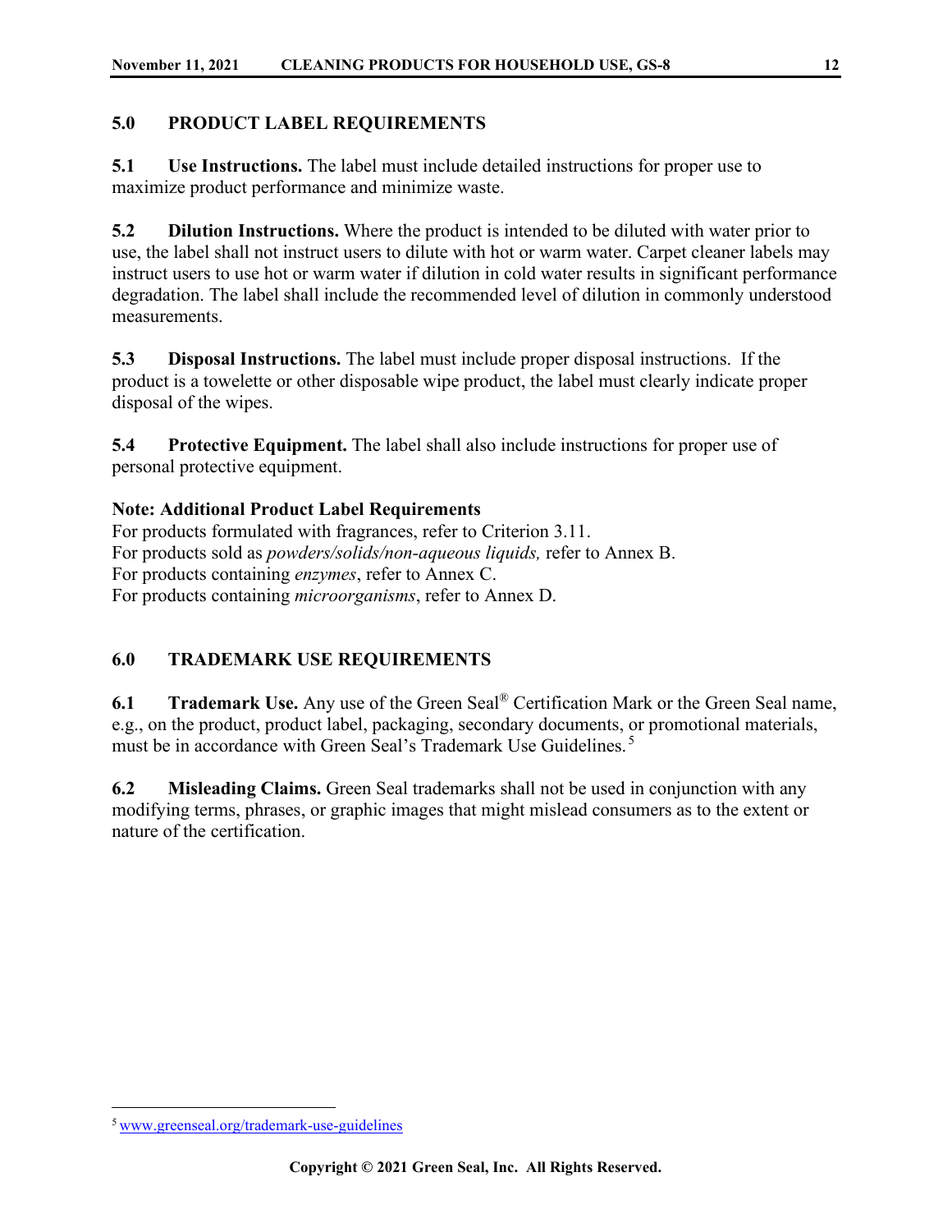## 5.0 PRODUCT LABEL REQUIREMENTS

**5.1 Use Instructions.** The label must include detailed instructions for proper use to maximize product performance and minimize waste.

**5.2 Dilution Instructions.** Where the product is intended to be diluted with water prior to use, the label shall not instruct users to dilute with hot or warm water. Carpet cleaner labels may instruct users to use hot or warm water if dilution in cold water results in significant performance degradation. The label shall include the recommended level of dilution in commonly understood measurements.

**5.3 Disposal Instructions.** The label must include proper disposal instructions. If the product is a towelette or other disposable wipe product, the label must clearly indicate proper disposal of the wipes.

**5.4 Protective Equipment.** The label shall also include instructions for proper use of personal protective equipment.

**Note: Additional Product Label Requirements**
For products formulated with fragrances, refer to Criterion 3.11.
For products sold as *powders/solids/non-aqueous liquids,* refer to Annex B.
For products containing *enzymes*, refer to Annex C.
For products containing *microorganisms*, refer to Annex D.

## 6.0 TRADEMARK USE REQUIREMENTS

**6.1 Trademark Use.** Any use of the Green Seal® Certification Mark or the Green Seal name, e.g., on the product, product label, packaging, secondary documents, or promotional materials, must be in accordance with Green Seal's Trademark Use Guidelines.[5]

**6.2 Misleading Claims.** Green Seal trademarks shall not be used in conjunction with any modifying terms, phrases, or graphic images that might mislead consumers as to the extent or nature of the certification.

---

[5] www.greenseal.org/trademark-use-guidelines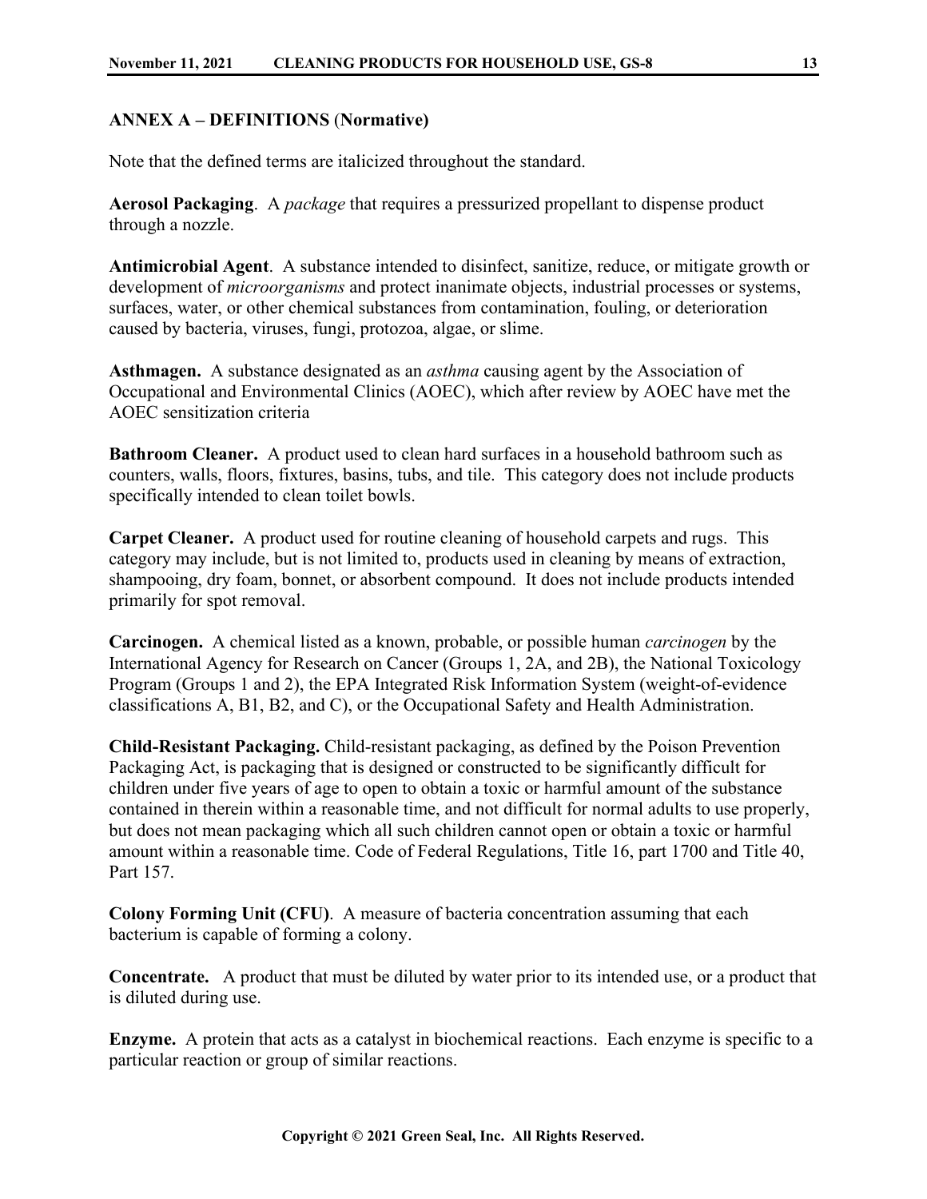## ANNEX A – DEFINITIONS (Normative)

Note that the defined terms are italicized throughout the standard.

**Aerosol Packaging**. A *package* that requires a pressurized propellant to dispense product through a nozzle.

**Antimicrobial Agent**. A substance intended to disinfect, sanitize, reduce, or mitigate growth or development of *microorganisms* and protect inanimate objects, industrial processes or systems, surfaces, water, or other chemical substances from contamination, fouling, or deterioration caused by bacteria, viruses, fungi, protozoa, algae, or slime.

**Asthmagen.** A substance designated as an *asthma* causing agent by the Association of Occupational and Environmental Clinics (AOEC), which after review by AOEC have met the AOEC sensitization criteria

**Bathroom Cleaner.** A product used to clean hard surfaces in a household bathroom such as counters, walls, floors, fixtures, basins, tubs, and tile. This category does not include products specifically intended to clean toilet bowls.

**Carpet Cleaner.** A product used for routine cleaning of household carpets and rugs. This category may include, but is not limited to, products used in cleaning by means of extraction, shampooing, dry foam, bonnet, or absorbent compound. It does not include products intended primarily for spot removal.

**Carcinogen.** A chemical listed as a known, probable, or possible human *carcinogen* by the International Agency for Research on Cancer (Groups 1, 2A, and 2B), the National Toxicology Program (Groups 1 and 2), the EPA Integrated Risk Information System (weight-of-evidence classifications A, B1, B2, and C), or the Occupational Safety and Health Administration.

**Child-Resistant Packaging.** Child-resistant packaging, as defined by the Poison Prevention Packaging Act, is packaging that is designed or constructed to be significantly difficult for children under five years of age to open to obtain a toxic or harmful amount of the substance contained in therein within a reasonable time, and not difficult for normal adults to use properly, but does not mean packaging which all such children cannot open or obtain a toxic or harmful amount within a reasonable time. Code of Federal Regulations, Title 16, part 1700 and Title 40, Part 157.

**Colony Forming Unit (CFU)**. A measure of bacteria concentration assuming that each bacterium is capable of forming a colony.

**Concentrate.** A product that must be diluted by water prior to its intended use, or a product that is diluted during use.

**Enzyme.** A protein that acts as a catalyst in biochemical reactions. Each enzyme is specific to a particular reaction or group of similar reactions.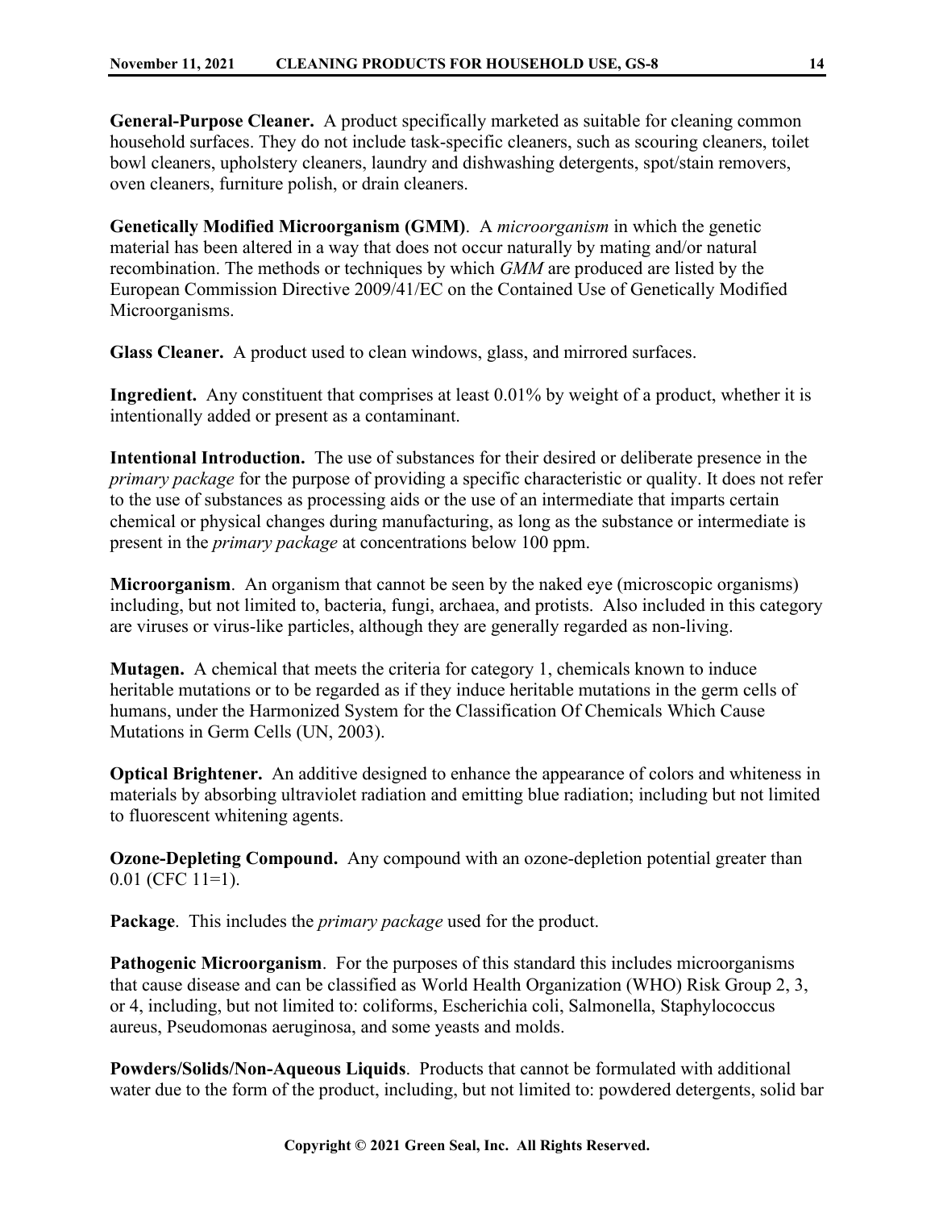**General-Purpose Cleaner.** A product specifically marketed as suitable for cleaning common household surfaces. They do not include task-specific cleaners, such as scouring cleaners, toilet bowl cleaners, upholstery cleaners, laundry and dishwashing detergents, spot/stain removers, oven cleaners, furniture polish, or drain cleaners.

**Genetically Modified Microorganism (GMM)**. A *microorganism* in which the genetic material has been altered in a way that does not occur naturally by mating and/or natural recombination. The methods or techniques by which *GMM* are produced are listed by the European Commission Directive 2009/41/EC on the Contained Use of Genetically Modified Microorganisms.

**Glass Cleaner.** A product used to clean windows, glass, and mirrored surfaces.

**Ingredient.** Any constituent that comprises at least 0.01% by weight of a product, whether it is intentionally added or present as a contaminant.

**Intentional Introduction.** The use of substances for their desired or deliberate presence in the *primary package* for the purpose of providing a specific characteristic or quality. It does not refer to the use of substances as processing aids or the use of an intermediate that imparts certain chemical or physical changes during manufacturing, as long as the substance or intermediate is present in the *primary package* at concentrations below 100 ppm.

**Microorganism**. An organism that cannot be seen by the naked eye (microscopic organisms) including, but not limited to, bacteria, fungi, archaea, and protists. Also included in this category are viruses or virus-like particles, although they are generally regarded as non-living.

**Mutagen.** A chemical that meets the criteria for category 1, chemicals known to induce heritable mutations or to be regarded as if they induce heritable mutations in the germ cells of humans, under the Harmonized System for the Classification Of Chemicals Which Cause Mutations in Germ Cells (UN, 2003).

**Optical Brightener.** An additive designed to enhance the appearance of colors and whiteness in materials by absorbing ultraviolet radiation and emitting blue radiation; including but not limited to fluorescent whitening agents.

**Ozone-Depleting Compound.** Any compound with an ozone-depletion potential greater than 0.01 (CFC 11=1).

**Package**. This includes the *primary package* used for the product.

**Pathogenic Microorganism**. For the purposes of this standard this includes microorganisms that cause disease and can be classified as World Health Organization (WHO) Risk Group 2, 3, or 4, including, but not limited to: coliforms, Escherichia coli, Salmonella, Staphylococcus aureus, Pseudomonas aeruginosa, and some yeasts and molds.

**Powders/Solids/Non-Aqueous Liquids**. Products that cannot be formulated with additional water due to the form of the product, including, but not limited to: powdered detergents, solid bar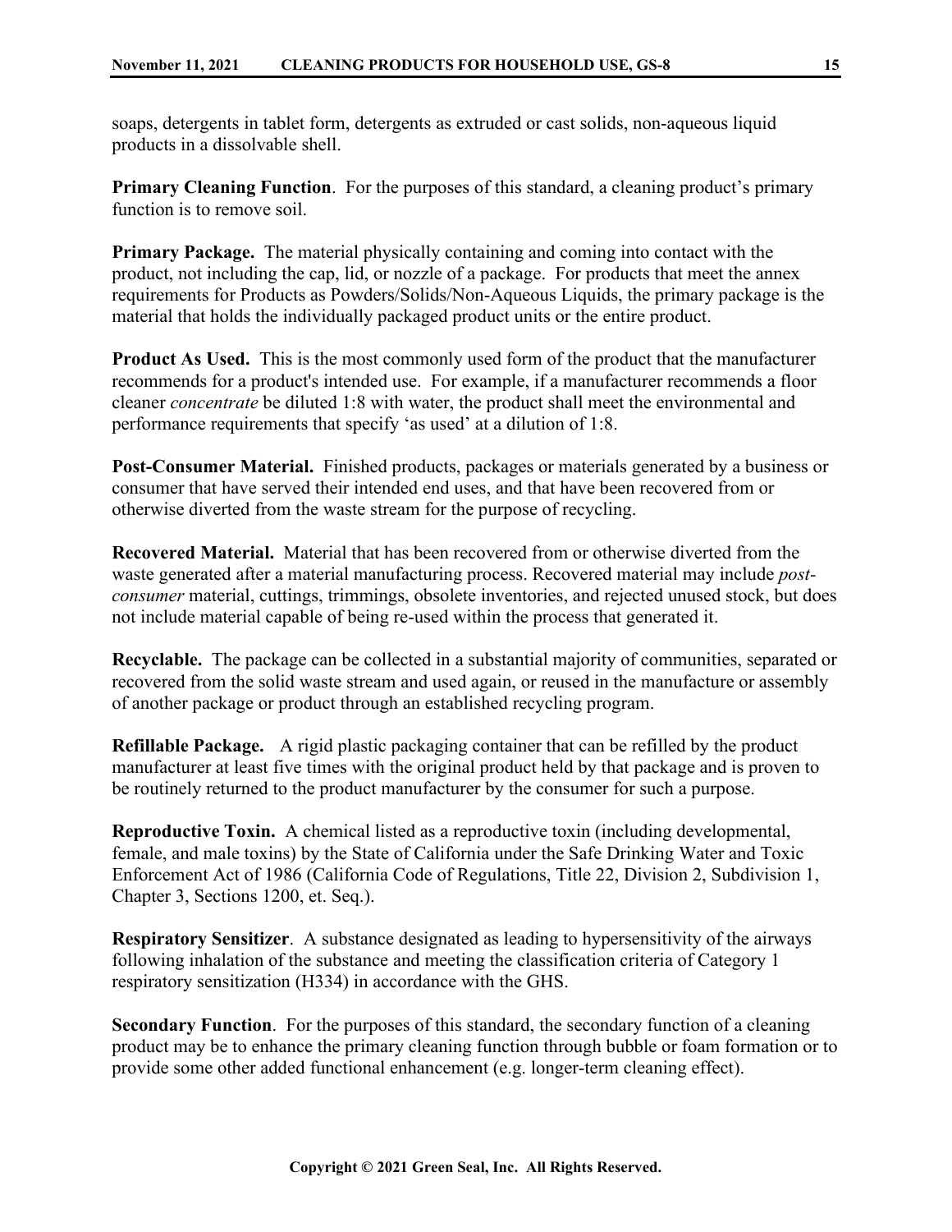soaps, detergents in tablet form, detergents as extruded or cast solids, non-aqueous liquid products in a dissolvable shell.

**Primary Cleaning Function**. For the purposes of this standard, a cleaning product's primary function is to remove soil.

**Primary Package.** The material physically containing and coming into contact with the product, not including the cap, lid, or nozzle of a package. For products that meet the annex requirements for Products as Powders/Solids/Non-Aqueous Liquids, the primary package is the material that holds the individually packaged product units or the entire product.

**Product As Used.** This is the most commonly used form of the product that the manufacturer recommends for a product's intended use. For example, if a manufacturer recommends a floor cleaner *concentrate* be diluted 1:8 with water, the product shall meet the environmental and performance requirements that specify 'as used' at a dilution of 1:8.

**Post-Consumer Material.** Finished products, packages or materials generated by a business or consumer that have served their intended end uses, and that have been recovered from or otherwise diverted from the waste stream for the purpose of recycling.

**Recovered Material.** Material that has been recovered from or otherwise diverted from the waste generated after a material manufacturing process. Recovered material may include *post-consumer* material, cuttings, trimmings, obsolete inventories, and rejected unused stock, but does not include material capable of being re-used within the process that generated it.

**Recyclable.** The package can be collected in a substantial majority of communities, separated or recovered from the solid waste stream and used again, or reused in the manufacture or assembly of another package or product through an established recycling program.

**Refillable Package.** A rigid plastic packaging container that can be refilled by the product manufacturer at least five times with the original product held by that package and is proven to be routinely returned to the product manufacturer by the consumer for such a purpose.

**Reproductive Toxin.** A chemical listed as a reproductive toxin (including developmental, female, and male toxins) by the State of California under the Safe Drinking Water and Toxic Enforcement Act of 1986 (California Code of Regulations, Title 22, Division 2, Subdivision 1, Chapter 3, Sections 1200, et. Seq.).

**Respiratory Sensitizer**. A substance designated as leading to hypersensitivity of the airways following inhalation of the substance and meeting the classification criteria of Category 1 respiratory sensitization (H334) in accordance with the GHS.

**Secondary Function**. For the purposes of this standard, the secondary function of a cleaning product may be to enhance the primary cleaning function through bubble or foam formation or to provide some other added functional enhancement (e.g. longer-term cleaning effect).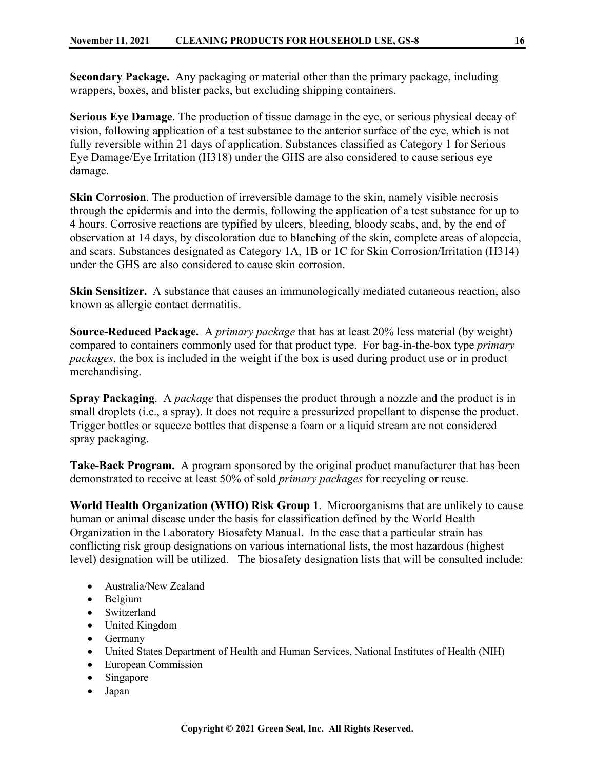**Secondary Package.** Any packaging or material other than the primary package, including wrappers, boxes, and blister packs, but excluding shipping containers.

**Serious Eye Damage**. The production of tissue damage in the eye, or serious physical decay of vision, following application of a test substance to the anterior surface of the eye, which is not fully reversible within 21 days of application. Substances classified as Category 1 for Serious Eye Damage/Eye Irritation (H318) under the GHS are also considered to cause serious eye damage.

**Skin Corrosion**. The production of irreversible damage to the skin, namely visible necrosis through the epidermis and into the dermis, following the application of a test substance for up to 4 hours. Corrosive reactions are typified by ulcers, bleeding, bloody scabs, and, by the end of observation at 14 days, by discoloration due to blanching of the skin, complete areas of alopecia, and scars. Substances designated as Category 1A, 1B or 1C for Skin Corrosion/Irritation (H314) under the GHS are also considered to cause skin corrosion.

**Skin Sensitizer.** A substance that causes an immunologically mediated cutaneous reaction, also known as allergic contact dermatitis.

**Source-Reduced Package.** A *primary package* that has at least 20% less material (by weight) compared to containers commonly used for that product type. For bag-in-the-box type *primary packages*, the box is included in the weight if the box is used during product use or in product merchandising.

**Spray Packaging**. A *package* that dispenses the product through a nozzle and the product is in small droplets (i.e., a spray). It does not require a pressurized propellant to dispense the product. Trigger bottles or squeeze bottles that dispense a foam or a liquid stream are not considered spray packaging.

**Take-Back Program.** A program sponsored by the original product manufacturer that has been demonstrated to receive at least 50% of sold *primary packages* for recycling or reuse.

**World Health Organization (WHO) Risk Group 1**. Microorganisms that are unlikely to cause human or animal disease under the basis for classification defined by the World Health Organization in the Laboratory Biosafety Manual. In the case that a particular strain has conflicting risk group designations on various international lists, the most hazardous (highest level) designation will be utilized. The biosafety designation lists that will be consulted include:

- Australia/New Zealand
- Belgium
- Switzerland
- United Kingdom
- Germany
- United States Department of Health and Human Services, National Institutes of Health (NIH)
- European Commission
- Singapore
- Japan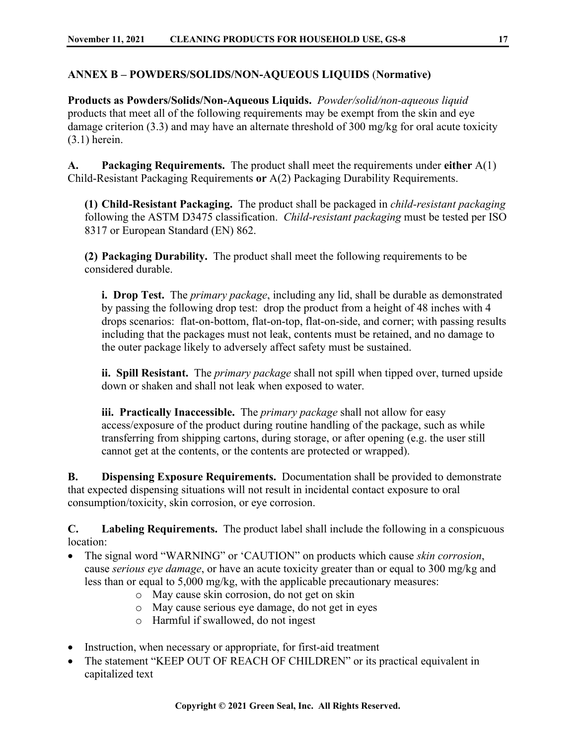## ANNEX B – POWDERS/SOLIDS/NON-AQUEOUS LIQUIDS (Normative)

**Products as Powders/Solids/Non-Aqueous Liquids.** *Powder/solid/non-aqueous liquid* products that meet all of the following requirements may be exempt from the skin and eye damage criterion (3.3) and may have an alternate threshold of 300 mg/kg for oral acute toxicity (3.1) herein.

**A. Packaging Requirements.** The product shall meet the requirements under **either** A(1) Child-Resistant Packaging Requirements **or** A(2) Packaging Durability Requirements.

**(1) Child-Resistant Packaging.** The product shall be packaged in *child-resistant packaging* following the ASTM D3475 classification. *Child-resistant packaging* must be tested per ISO 8317 or European Standard (EN) 862.

**(2) Packaging Durability.** The product shall meet the following requirements to be considered durable.

**i. Drop Test.** The *primary package*, including any lid, shall be durable as demonstrated by passing the following drop test: drop the product from a height of 48 inches with 4 drops scenarios: flat-on-bottom, flat-on-top, flat-on-side, and corner; with passing results including that the packages must not leak, contents must be retained, and no damage to the outer package likely to adversely affect safety must be sustained.

**ii. Spill Resistant.** The *primary package* shall not spill when tipped over, turned upside down or shaken and shall not leak when exposed to water.

**iii. Practically Inaccessible.** The *primary package* shall not allow for easy access/exposure of the product during routine handling of the package, such as while transferring from shipping cartons, during storage, or after opening (e.g. the user still cannot get at the contents, or the contents are protected or wrapped).

**B. Dispensing Exposure Requirements.** Documentation shall be provided to demonstrate that expected dispensing situations will not result in incidental contact exposure to oral consumption/toxicity, skin corrosion, or eye corrosion.

**C. Labeling Requirements.** The product label shall include the following in a conspicuous location:

- The signal word "WARNING" or 'CAUTION" on products which cause *skin corrosion*, cause *serious eye damage*, or have an acute toxicity greater than or equal to 300 mg/kg and less than or equal to 5,000 mg/kg, with the applicable precautionary measures:
  - May cause skin corrosion, do not get on skin
  - May cause serious eye damage, do not get in eyes
  - Harmful if swallowed, do not ingest
- Instruction, when necessary or appropriate, for first-aid treatment
- The statement "KEEP OUT OF REACH OF CHILDREN" or its practical equivalent in capitalized text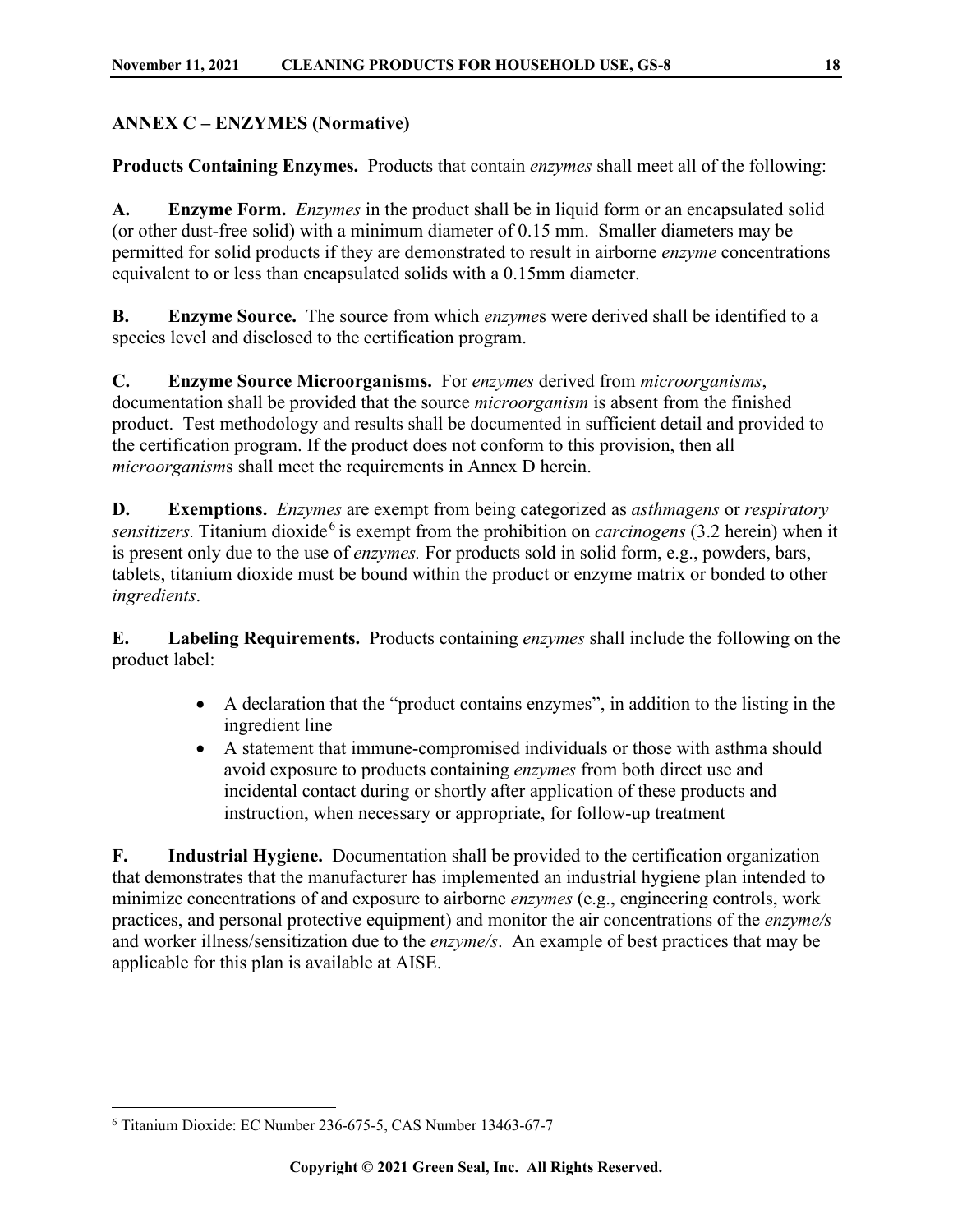## ANNEX C – ENZYMES (Normative)

**Products Containing Enzymes.** Products that contain *enzymes* shall meet all of the following:

**A. Enzyme Form.** *Enzymes* in the product shall be in liquid form or an encapsulated solid (or other dust-free solid) with a minimum diameter of 0.15 mm. Smaller diameters may be permitted for solid products if they are demonstrated to result in airborne *enzyme* concentrations equivalent to or less than encapsulated solids with a 0.15mm diameter.

**B. Enzyme Source.** The source from which *enzyme*s were derived shall be identified to a species level and disclosed to the certification program.

**C. Enzyme Source Microorganisms.** For *enzymes* derived from *microorganisms*, documentation shall be provided that the source *microorganism* is absent from the finished product. Test methodology and results shall be documented in sufficient detail and provided to the certification program. If the product does not conform to this provision, then all *microorganism*s shall meet the requirements in Annex D herein.

**D. Exemptions.** *Enzymes* are exempt from being categorized as *asthmagens* or *respiratory sensitizers.* Titanium dioxide[6] is exempt from the prohibition on *carcinogens* (3.2 herein) when it is present only due to the use of *enzymes.* For products sold in solid form, e.g., powders, bars, tablets, titanium dioxide must be bound within the product or enzyme matrix or bonded to other *ingredients*.

**E. Labeling Requirements.** Products containing *enzymes* shall include the following on the product label:

- A declaration that the "product contains enzymes", in addition to the listing in the ingredient line
- A statement that immune-compromised individuals or those with asthma should avoid exposure to products containing *enzymes* from both direct use and incidental contact during or shortly after application of these products and instruction, when necessary or appropriate, for follow-up treatment

**F. Industrial Hygiene.** Documentation shall be provided to the certification organization that demonstrates that the manufacturer has implemented an industrial hygiene plan intended to minimize concentrations of and exposure to airborne *enzymes* (e.g., engineering controls, work practices, and personal protective equipment) and monitor the air concentrations of the *enzyme/s* and worker illness/sensitization due to the *enzyme/s*. An example of best practices that may be applicable for this plan is available at AISE.

---

[6] Titanium Dioxide: EC Number 236-675-5, CAS Number 13463-67-7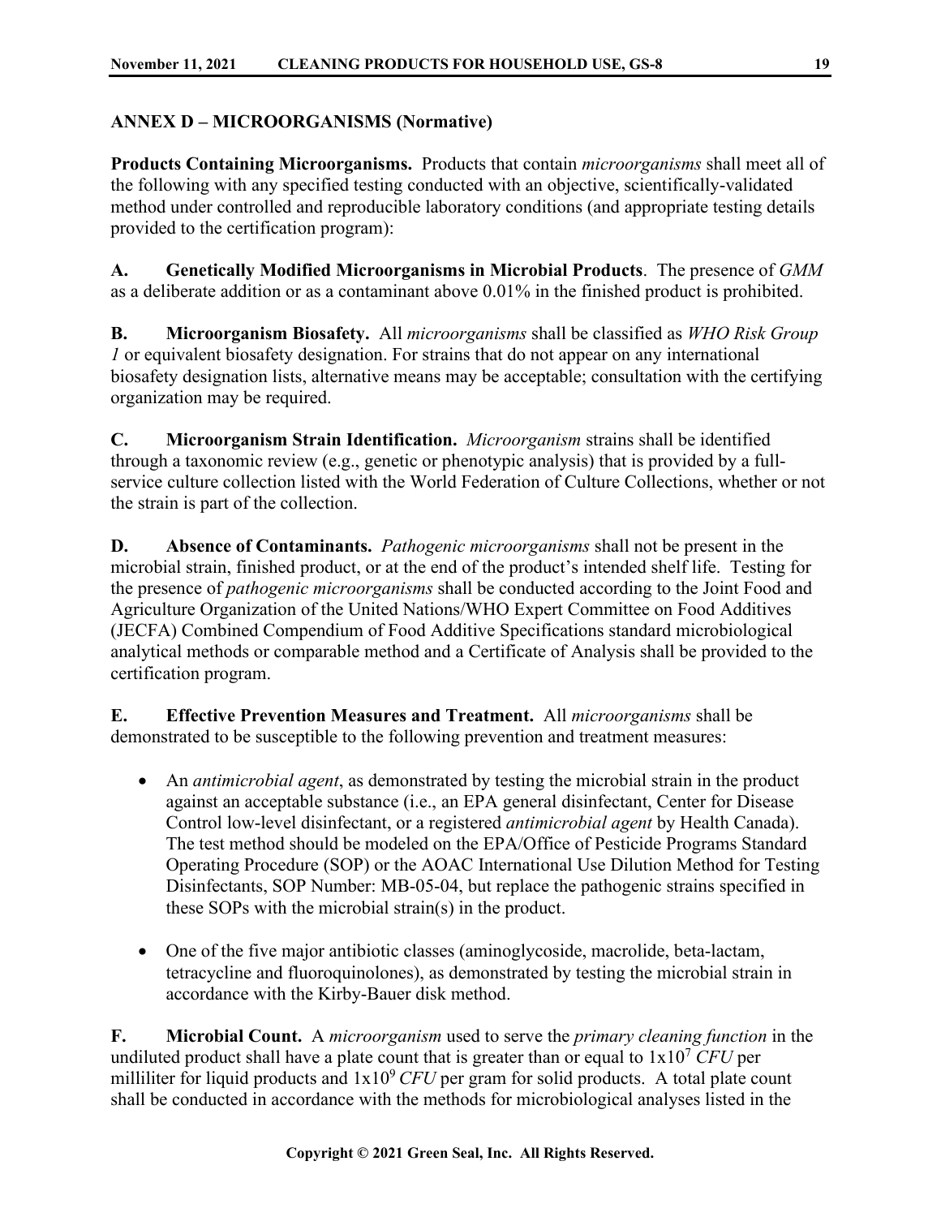## ANNEX D – MICROORGANISMS (Normative)

**Products Containing Microorganisms.** Products that contain *microorganisms* shall meet all of the following with any specified testing conducted with an objective, scientifically-validated method under controlled and reproducible laboratory conditions (and appropriate testing details provided to the certification program):

**A. Genetically Modified Microorganisms in Microbial Products**. The presence of *GMM* as a deliberate addition or as a contaminant above 0.01% in the finished product is prohibited.

**B. Microorganism Biosafety.** All *microorganisms* shall be classified as *WHO Risk Group 1* or equivalent biosafety designation. For strains that do not appear on any international biosafety designation lists, alternative means may be acceptable; consultation with the certifying organization may be required.

**C. Microorganism Strain Identification.** *Microorganism* strains shall be identified through a taxonomic review (e.g., genetic or phenotypic analysis) that is provided by a full-service culture collection listed with the World Federation of Culture Collections, whether or not the strain is part of the collection.

**D. Absence of Contaminants.** *Pathogenic microorganisms* shall not be present in the microbial strain, finished product, or at the end of the product's intended shelf life. Testing for the presence of *pathogenic microorganisms* shall be conducted according to the Joint Food and Agriculture Organization of the United Nations/WHO Expert Committee on Food Additives (JECFA) Combined Compendium of Food Additive Specifications standard microbiological analytical methods or comparable method and a Certificate of Analysis shall be provided to the certification program.

**E. Effective Prevention Measures and Treatment.** All *microorganisms* shall be demonstrated to be susceptible to the following prevention and treatment measures:

- An *antimicrobial agent*, as demonstrated by testing the microbial strain in the product against an acceptable substance (i.e., an EPA general disinfectant, Center for Disease Control low-level disinfectant, or a registered *antimicrobial agent* by Health Canada). The test method should be modeled on the EPA/Office of Pesticide Programs Standard Operating Procedure (SOP) or the AOAC International Use Dilution Method for Testing Disinfectants, SOP Number: MB-05-04, but replace the pathogenic strains specified in these SOPs with the microbial strain(s) in the product.
- One of the five major antibiotic classes (aminoglycoside, macrolide, beta-lactam, tetracycline and fluoroquinolones), as demonstrated by testing the microbial strain in accordance with the Kirby-Bauer disk method.

**F. Microbial Count.** A *microorganism* used to serve the *primary cleaning function* in the undiluted product shall have a plate count that is greater than or equal to $1 \times 10^7$ *CFU* per milliliter for liquid products and $1 \times 10^9$ *CFU* per gram for solid products. A total plate count shall be conducted in accordance with the methods for microbiological analyses listed in the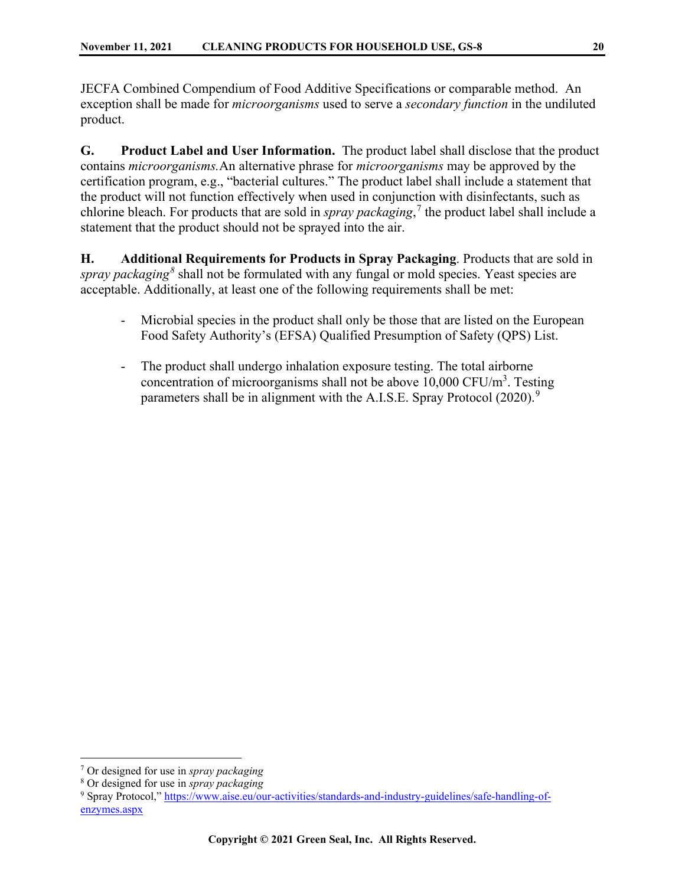JECFA Combined Compendium of Food Additive Specifications or comparable method. An exception shall be made for *microorganisms* used to serve a *secondary function* in the undiluted product.

**G. Product Label and User Information.** The product label shall disclose that the product contains *microorganisms.* An alternative phrase for *microorganisms* may be approved by the certification program, e.g., "bacterial cultures." The product label shall include a statement that the product will not function effectively when used in conjunction with disinfectants, such as chlorine bleach. For products that are sold in *spray packaging*,[7] the product label shall include a statement that the product should not be sprayed into the air.

**H. Additional Requirements for Products in Spray Packaging**. Products that are sold in *spray packaging*[8] shall not be formulated with any fungal or mold species. Yeast species are acceptable. Additionally, at least one of the following requirements shall be met:

- Microbial species in the product shall only be those that are listed on the European Food Safety Authority's (EFSA) Qualified Presumption of Safety (QPS) List.

- The product shall undergo inhalation exposure testing. The total airborne concentration of microorganisms shall not be above 10,000 CFU/$m^3$. Testing parameters shall be in alignment with the A.I.S.E. Spray Protocol (2020).[9]

---

[7] Or designed for use in *spray packaging*

[8] Or designed for use in *spray packaging*

[9] Spray Protocol," https://www.aise.eu/our-activities/standards-and-industry-guidelines/safe-handling-of-enzymes.aspx

Copyright © 2021 Green Seal, Inc. All Rights Reserved.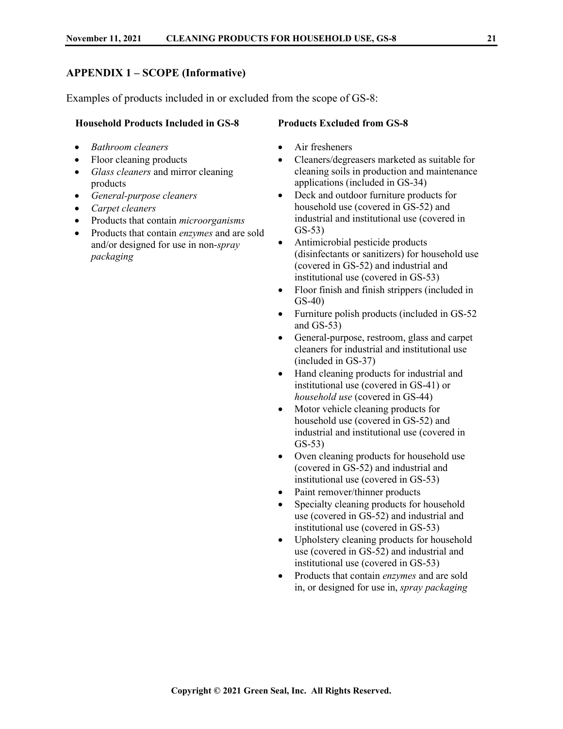## APPENDIX 1 – SCOPE (Informative)

Examples of products included in or excluded from the scope of GS-8:

**Household Products Included in GS-8**

- *Bathroom cleaners*
- Floor cleaning products
- *Glass cleaners* and mirror cleaning products
- *General-purpose cleaners*
- *Carpet cleaners*
- Products that contain *microorganisms*
- Products that contain *enzymes* and are sold and/or designed for use in non-*spray packaging*

**Products Excluded from GS-8**

- Air fresheners
- Cleaners/degreasers marketed as suitable for cleaning soils in production and maintenance applications (included in GS-34)
- Deck and outdoor furniture products for household use (covered in GS-52) and industrial and institutional use (covered in GS-53)
- Antimicrobial pesticide products (disinfectants or sanitizers) for household use (covered in GS-52) and industrial and institutional use (covered in GS-53)
- Floor finish and finish strippers (included in GS-40)
- Furniture polish products (included in GS-52 and GS-53)
- General-purpose, restroom, glass and carpet cleaners for industrial and institutional use (included in GS-37)
- Hand cleaning products for industrial and institutional use (covered in GS-41) or *household use* (covered in GS-44)
- Motor vehicle cleaning products for household use (covered in GS-52) and industrial and institutional use (covered in GS-53)
- Oven cleaning products for household use (covered in GS-52) and industrial and institutional use (covered in GS-53)
- Paint remover/thinner products
- Specialty cleaning products for household use (covered in GS-52) and industrial and institutional use (covered in GS-53)
- Upholstery cleaning products for household use (covered in GS-52) and industrial and institutional use (covered in GS-53)
- Products that contain *enzymes* and are sold in, or designed for use in, *spray packaging*